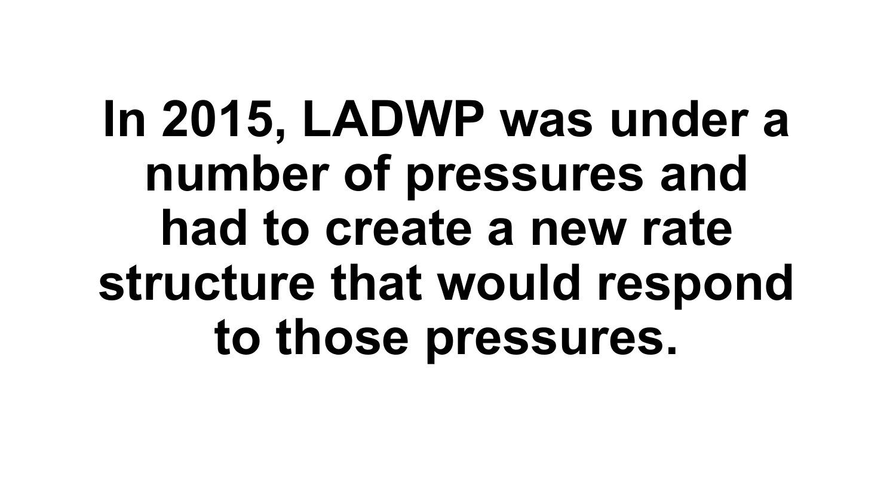**In 2015, LADWP was under a number of pressures and had to create a new rate structure that would respond to those pressures.**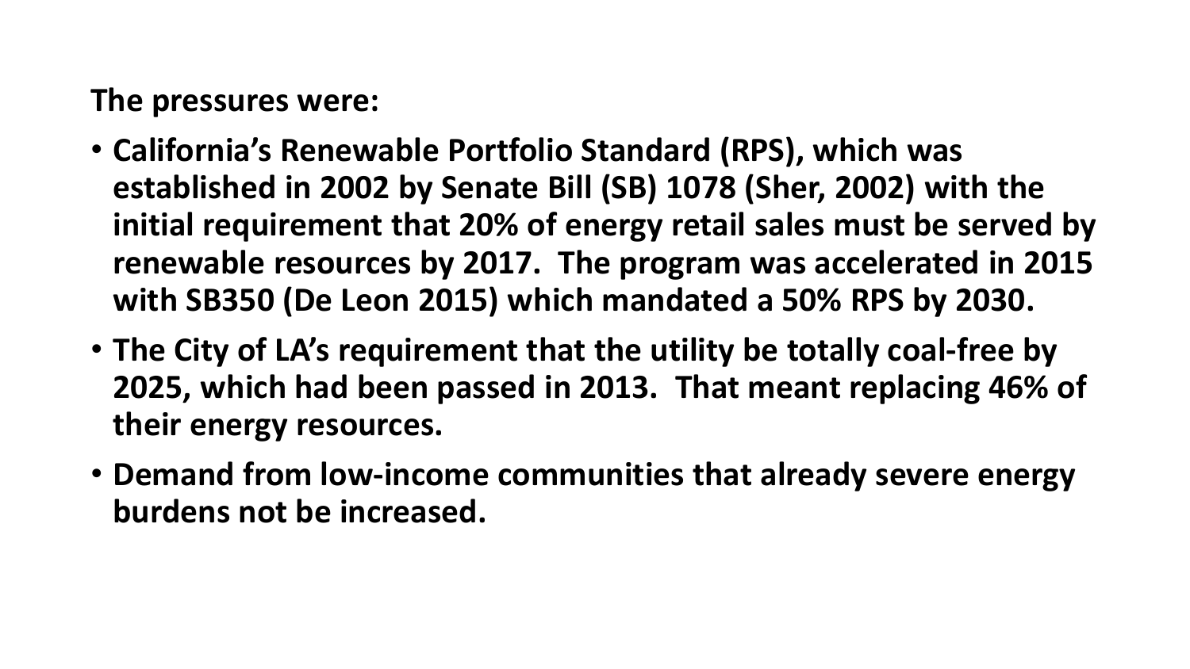**The pressures were:**

- **California's Renewable Portfolio Standard (RPS), which was established in 2002 by Senate Bill (SB) 1078 (Sher, 2002) with the initial requirement that 20% of energy retail sales must be served by renewable resources by 2017. The program was accelerated in 2015 with SB350 (De Leon 2015) which mandated a 50% RPS by 2030.**
- **The City of LA's requirement that the utility be totally coal-free by 2025, which had been passed in 2013. That meant replacing 46% of their energy resources.**
- **Demand from low-income communities that already severe energy burdens not be increased.**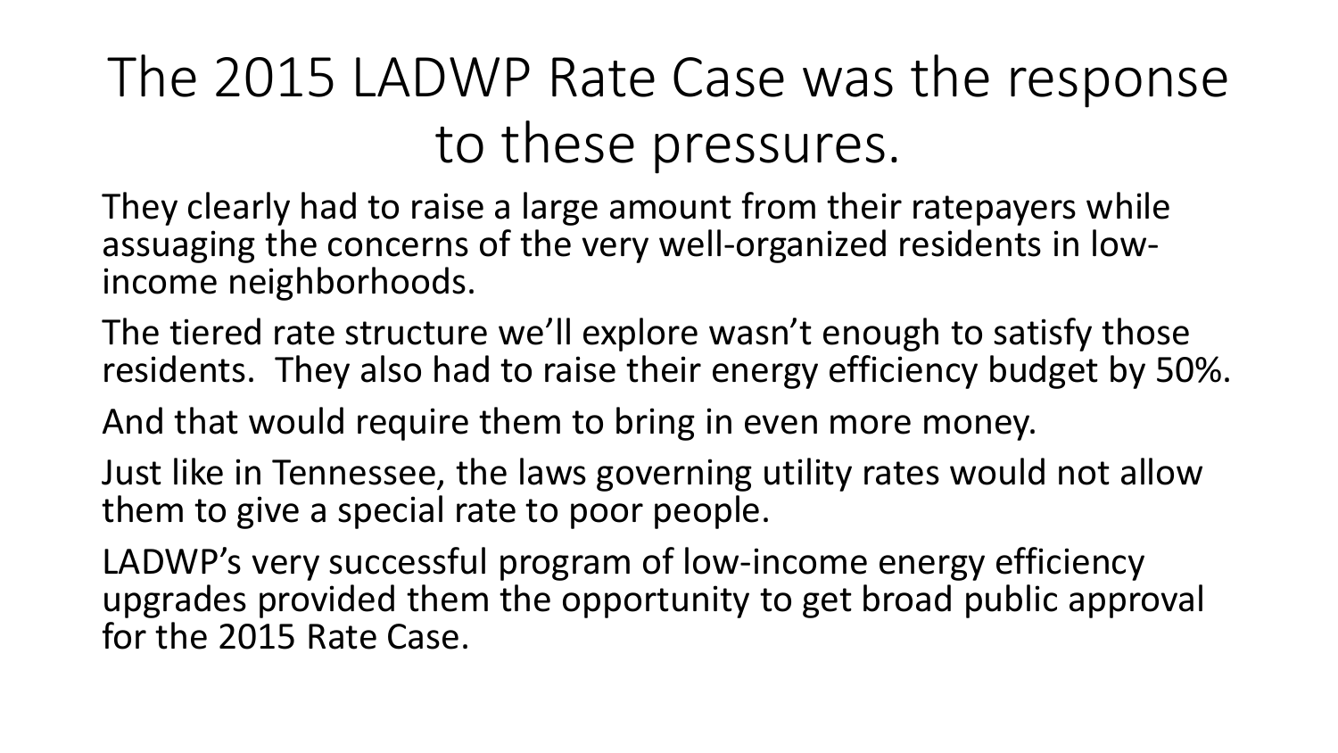# The 2015 LADWP Rate Case was the response to these pressures.

They clearly had to raise a large amount from their ratepayers while assuaging the concerns of the very well-organized residents in low-income neighborhoods.

The tiered rate structure we'll explore wasn't enough to satisfy those residents. They also had to raise their energy efficiency budget by 50%.

And that would require them to bring in even more money.

Just like in Tennessee, the laws governing utility rates would not allow them to give a special rate to poor people.

LADWP's very successful program of low-income energy efficiency upgrades provided them the opportunity to get broad public approval for the 2015 Rate Case.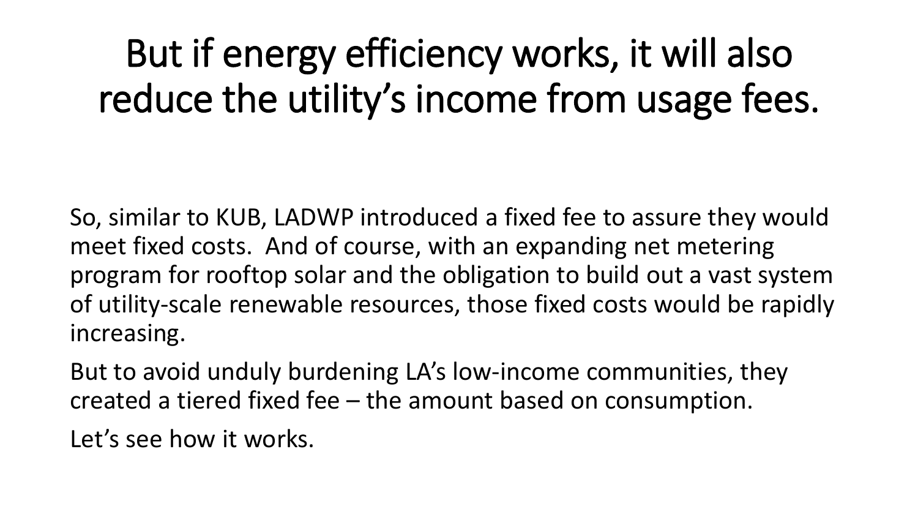# But if energy efficiency works, it will also reduce the utility's income from usage fees.

So, similar to KUB, LADWP introduced a fixed fee to assure they would meet fixed costs. And of course, with an expanding net metering program for rooftop solar and the obligation to build out a vast system of utility-scale renewable resources, those fixed costs would be rapidly increasing.

But to avoid unduly burdening LA's low-income communities, they created a tiered fixed fee – the amount based on consumption.

Let's see how it works.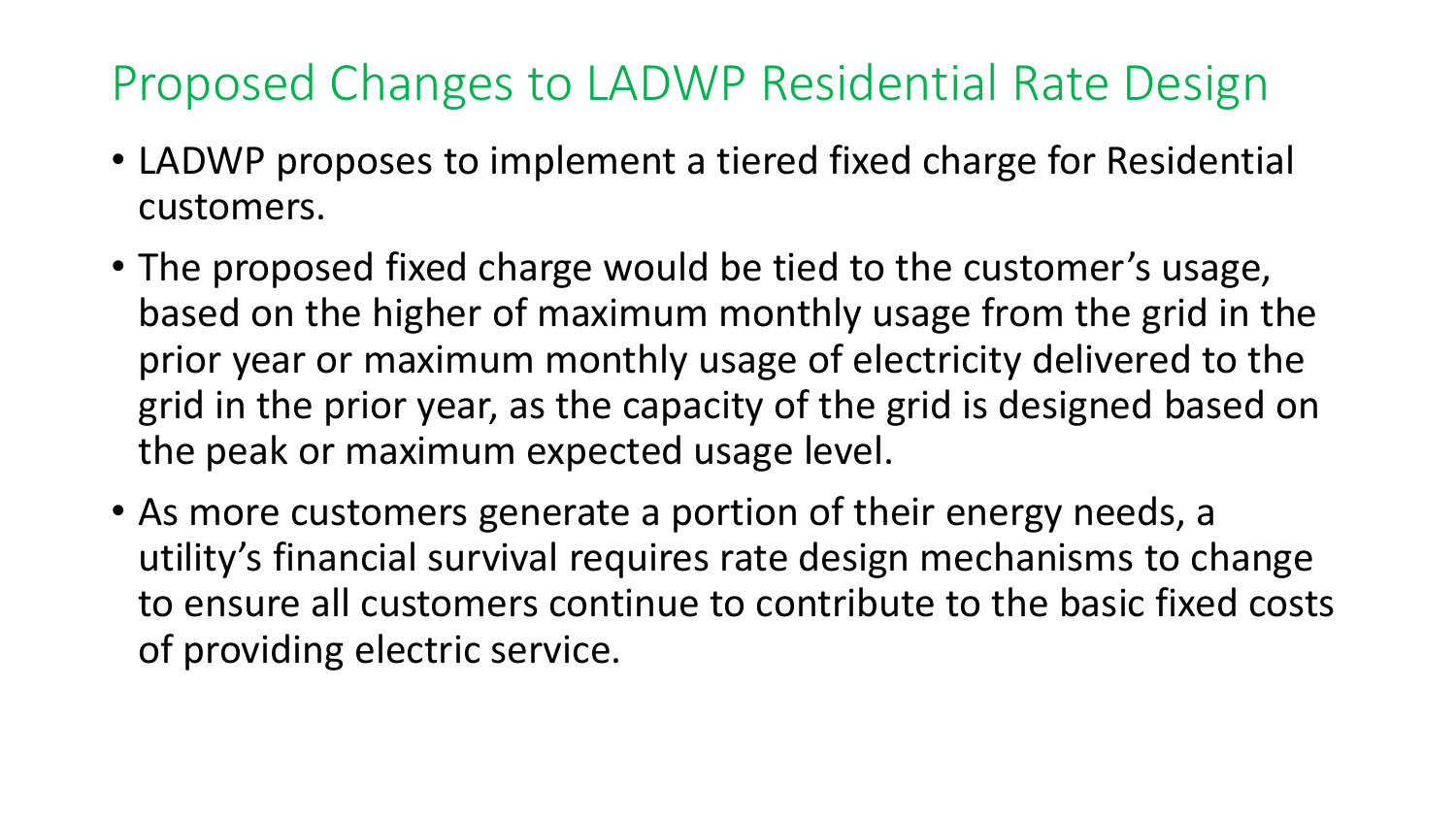# Proposed Changes to LADWP Residential Rate Design

- LADWP proposes to implement a tiered fixed charge for Residential customers.
- The proposed fixed charge would be tied to the customer's usage, based on the higher of maximum monthly usage from the grid in the prior year or maximum monthly usage of electricity delivered to the grid in the prior year, as the capacity of the grid is designed based on the peak or maximum expected usage level.
- As more customers generate a portion of their energy needs, a utility's financial survival requires rate design mechanisms to change to ensure all customers continue to contribute to the basic fixed costs of providing electric service.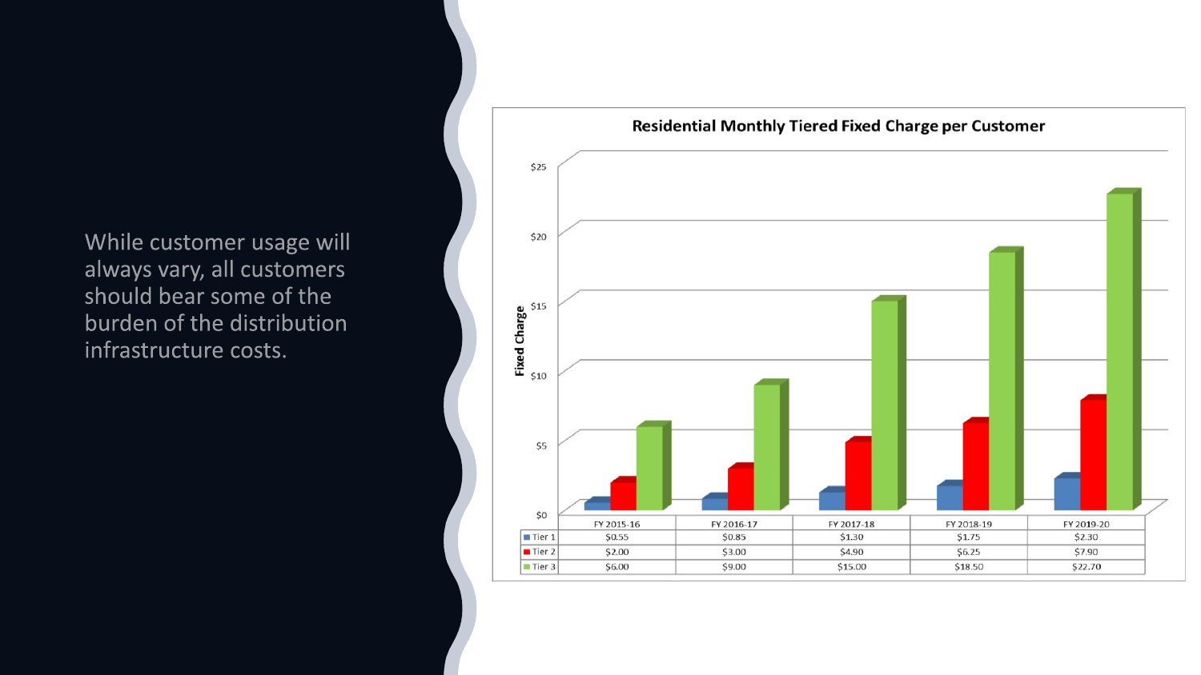While customer usage will always vary, all customers should bear some of the burden of the distribution infrastructure costs.

**Residential Monthly Tiered Fixed Charge per Customer**

| | FY 2015-16 | FY 2016-17 | FY 2017-18 | FY 2018-19 | FY 2019-20 |
|---|---|---|---|---|---|
| Tier 1 | $0.55 | $0.85 | $1.30 | $1.75 | $2.30 |
| Tier 2 | $2.00 | $3.00 | $4.90 | $6.25 | $7.90 |
| Tier 3 | $6.00 | $9.00 | $15.00 | $18.50 | $22.70 |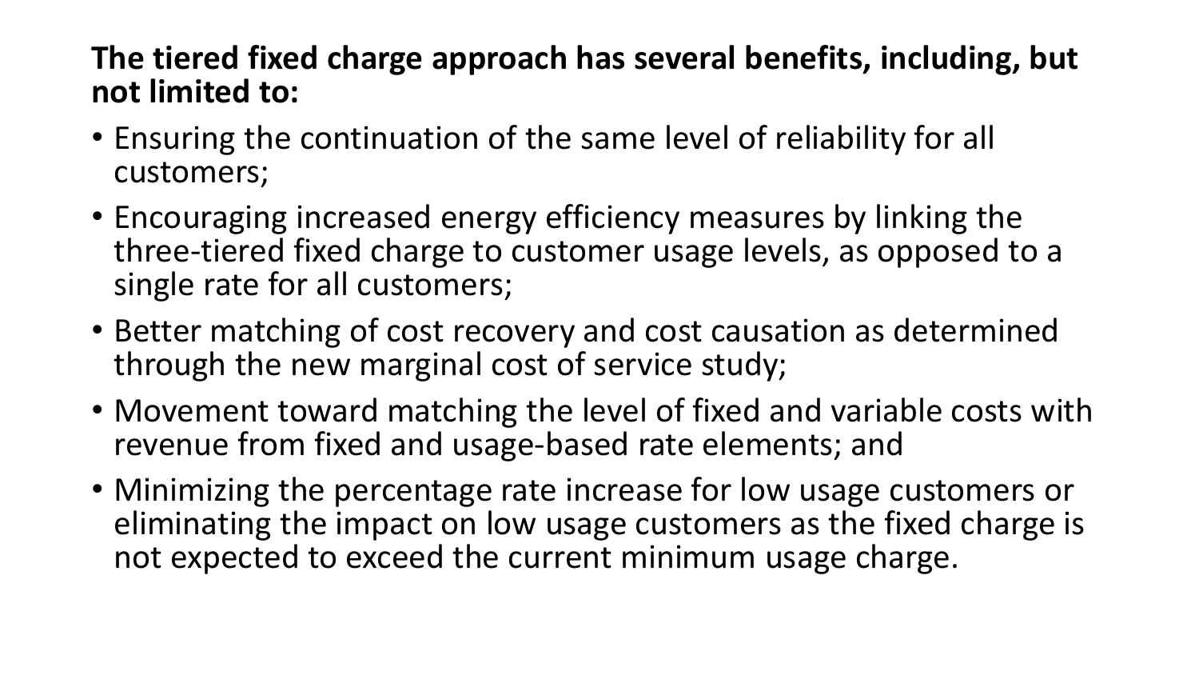**The tiered fixed charge approach has several benefits, including, but not limited to:**

- Ensuring the continuation of the same level of reliability for all customers;
- Encouraging increased energy efficiency measures by linking the three-tiered fixed charge to customer usage levels, as opposed to a single rate for all customers;
- Better matching of cost recovery and cost causation as determined through the new marginal cost of service study;
- Movement toward matching the level of fixed and variable costs with revenue from fixed and usage-based rate elements; and
- Minimizing the percentage rate increase for low usage customers or eliminating the impact on low usage customers as the fixed charge is not expected to exceed the current minimum usage charge.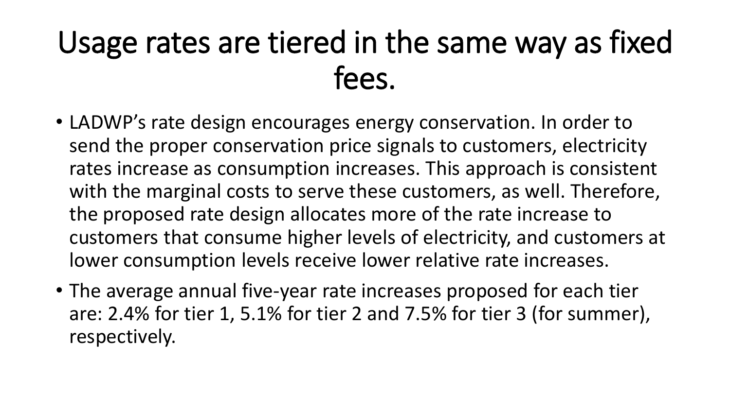# Usage rates are tiered in the same way as fixed fees.

- LADWP's rate design encourages energy conservation. In order to send the proper conservation price signals to customers, electricity rates increase as consumption increases. This approach is consistent with the marginal costs to serve these customers, as well. Therefore, the proposed rate design allocates more of the rate increase to customers that consume higher levels of electricity, and customers at lower consumption levels receive lower relative rate increases.
- The average annual five-year rate increases proposed for each tier are: 2.4% for tier 1, 5.1% for tier 2 and 7.5% for tier 3 (for summer), respectively.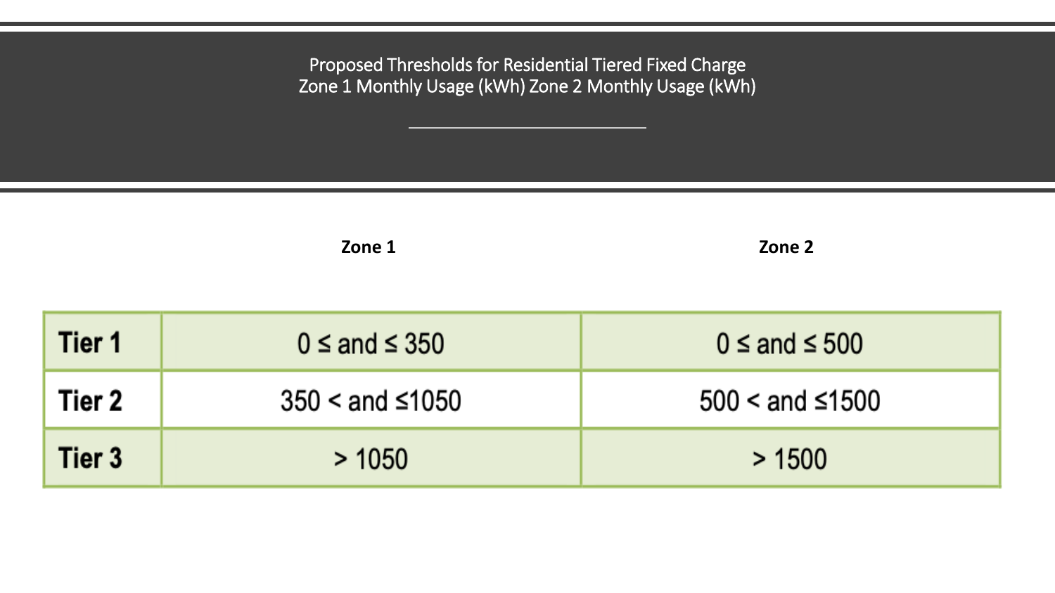# Proposed Thresholds for Residential Tiered Fixed Charge
## Zone 1 Monthly Usage (kWh) Zone 2 Monthly Usage (kWh)

| | Zone 1 | Zone 2 |
|---|---|---|
| **Tier 1** | 0 ≤ and ≤ 350 | 0 ≤ and ≤ 500 |
| **Tier 2** | 350 < and ≤1050 | 500 < and ≤1500 |
| **Tier 3** | > 1050 | > 1500 |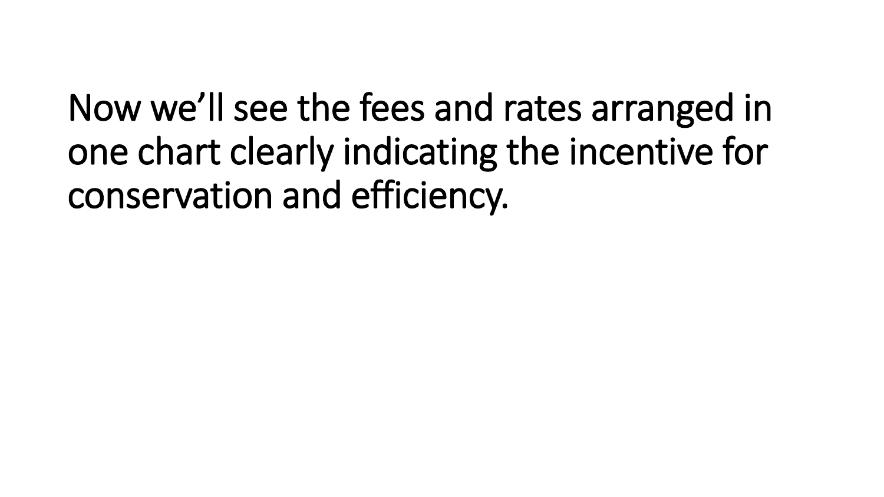Now we'll see the fees and rates arranged in one chart clearly indicating the incentive for conservation and efficiency.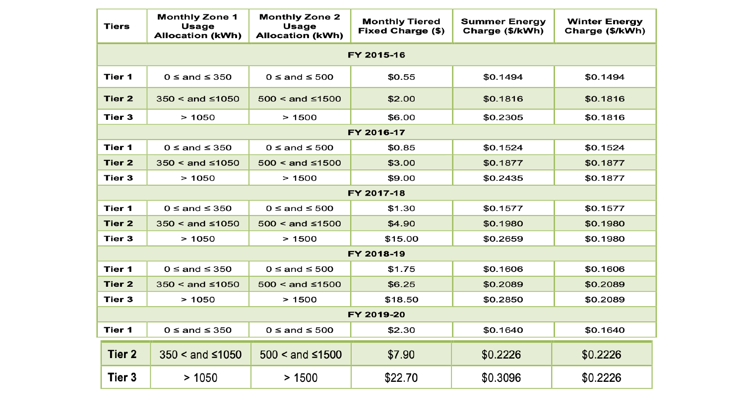| Tiers | Monthly Zone 1 Usage Allocation (kWh) | Monthly Zone 2 Usage Allocation (kWh) | Monthly Tiered Fixed Charge ($) | Summer Energy Charge ($/kWh) | Winter Energy Charge ($/kWh) |
|---|---|---|---|---|---|
| **FY 2015-16** | | | | | |
| Tier 1 | 0 ≤ and ≤ 350 | 0 ≤ and ≤ 500 | $0.55 | $0.1494 | $0.1494 |
| Tier 2 | 350 < and ≤1050 | 500 < and ≤1500 | $2.00 | $0.1816 | $0.1816 |
| Tier 3 | > 1050 | > 1500 | $6.00 | $0.2305 | $0.1816 |
| **FY 2016-17** | | | | | |
| Tier 1 | 0 ≤ and ≤ 350 | 0 ≤ and ≤ 500 | $0.85 | $0.1524 | $0.1524 |
| Tier 2 | 350 < and ≤1050 | 500 < and ≤1500 | $3.00 | $0.1877 | $0.1877 |
| Tier 3 | > 1050 | > 1500 | $9.00 | $0.2435 | $0.1877 |
| **FY 2017-18** | | | | | |
| Tier 1 | 0 ≤ and ≤ 350 | 0 ≤ and ≤ 500 | $1.30 | $0.1577 | $0.1577 |
| Tier 2 | 350 < and ≤1050 | 500 < and ≤1500 | $4.90 | $0.1980 | $0.1980 |
| Tier 3 | > 1050 | > 1500 | $15.00 | $0.2659 | $0.1980 |
| **FY 2018-19** | | | | | |
| Tier 1 | 0 ≤ and ≤ 350 | 0 ≤ and ≤ 500 | $1.75 | $0.1606 | $0.1606 |
| Tier 2 | 350 < and ≤1050 | 500 < and ≤1500 | $6.25 | $0.2089 | $0.2089 |
| Tier 3 | > 1050 | > 1500 | $18.50 | $0.2850 | $0.2089 |
| **FY 2019-20** | | | | | |
| Tier 1 | 0 ≤ and ≤ 350 | 0 ≤ and ≤ 500 | $2.30 | $0.1640 | $0.1640 |
| Tier 2 | 350 < and ≤1050 | 500 < and ≤1500 | $7.90 | $0.2226 | $0.2226 |
| Tier 3 | > 1050 | > 1500 | $22.70 | $0.3096 | $0.2226 |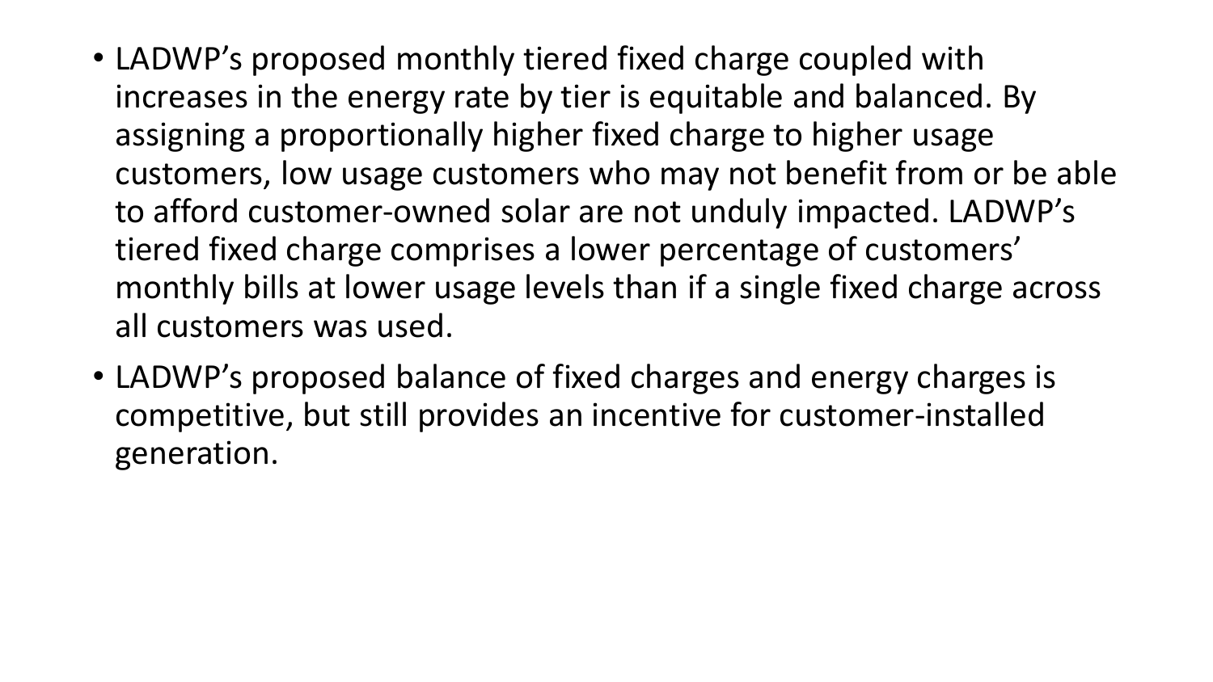- LADWP’s proposed monthly tiered fixed charge coupled with increases in the energy rate by tier is equitable and balanced. By assigning a proportionally higher fixed charge to higher usage customers, low usage customers who may not benefit from or be able to afford customer-owned solar are not unduly impacted. LADWP’s tiered fixed charge comprises a lower percentage of customers’ monthly bills at lower usage levels than if a single fixed charge across all customers was used.
- LADWP’s proposed balance of fixed charges and energy charges is competitive, but still provides an incentive for customer-installed generation.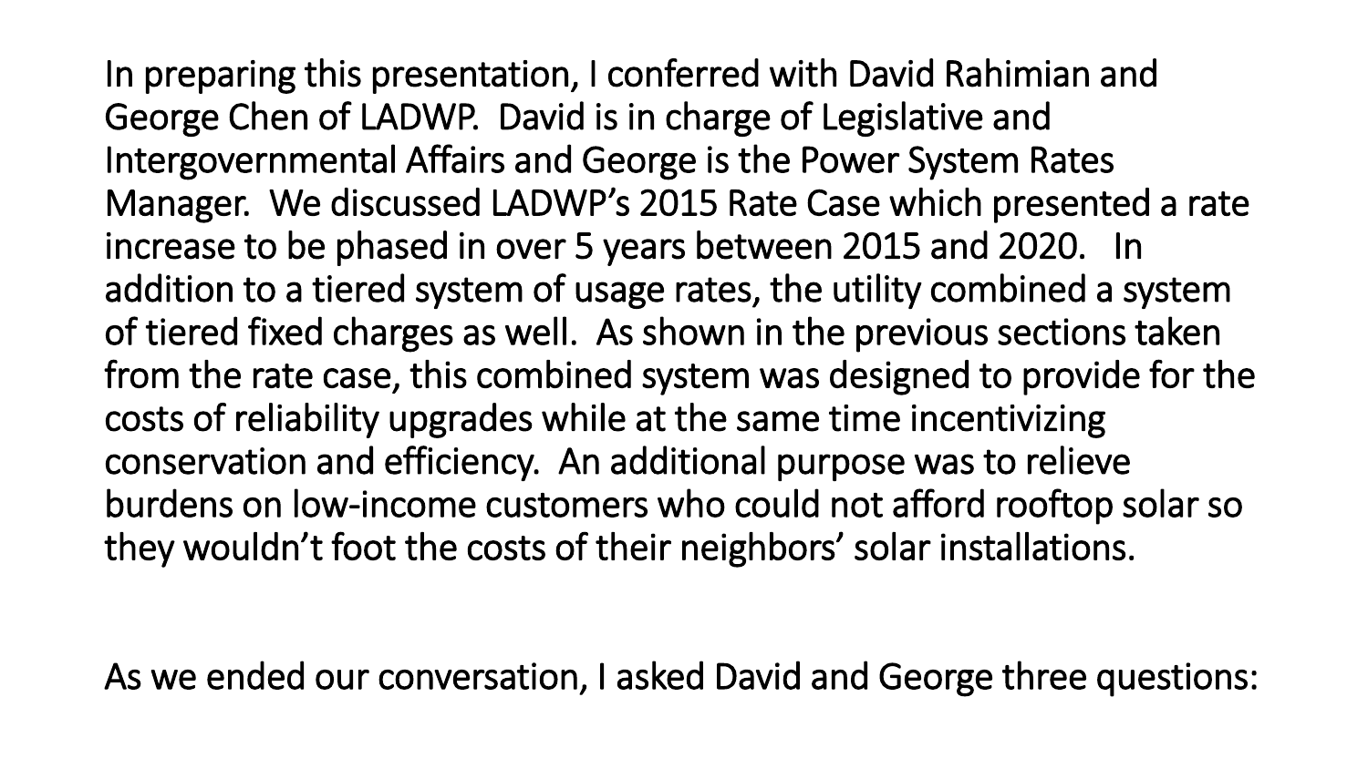In preparing this presentation, I conferred with David Rahimian and George Chen of LADWP. David is in charge of Legislative and Intergovernmental Affairs and George is the Power System Rates Manager. We discussed LADWP's 2015 Rate Case which presented a rate increase to be phased in over 5 years between 2015 and 2020. In addition to a tiered system of usage rates, the utility combined a system of tiered fixed charges as well. As shown in the previous sections taken from the rate case, this combined system was designed to provide for the costs of reliability upgrades while at the same time incentivizing conservation and efficiency. An additional purpose was to relieve burdens on low-income customers who could not afford rooftop solar so they wouldn't foot the costs of their neighbors' solar installations.

As we ended our conversation, I asked David and George three questions: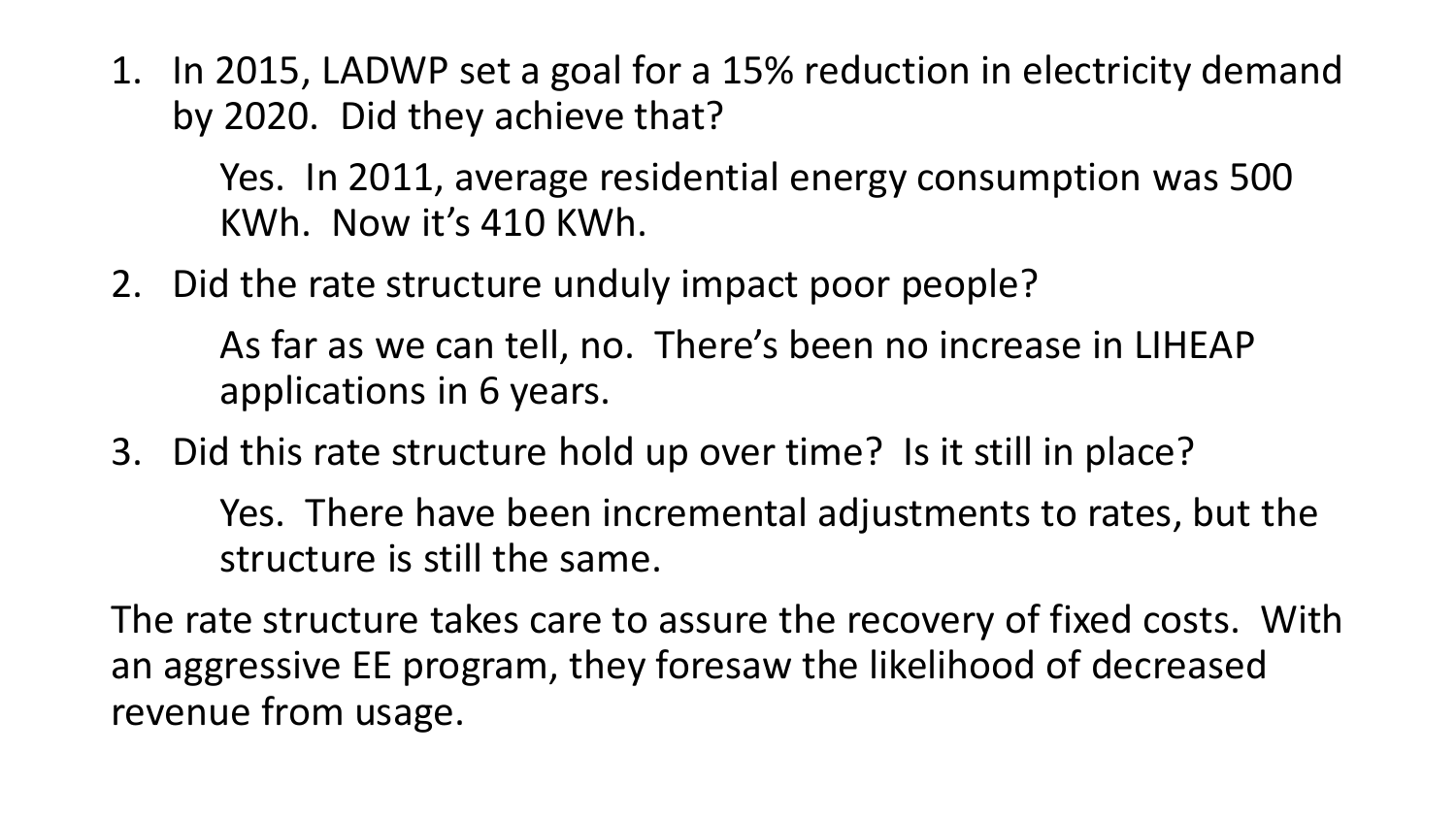1. In 2015, LADWP set a goal for a 15% reduction in electricity demand by 2020. Did they achieve that?

   Yes. In 2011, average residential energy consumption was 500 KWh. Now it's 410 KWh.

2. Did the rate structure unduly impact poor people?

   As far as we can tell, no. There's been no increase in LIHEAP applications in 6 years.

3. Did this rate structure hold up over time? Is it still in place?

   Yes. There have been incremental adjustments to rates, but the structure is still the same.

The rate structure takes care to assure the recovery of fixed costs. With an aggressive EE program, they foresaw the likelihood of decreased revenue from usage.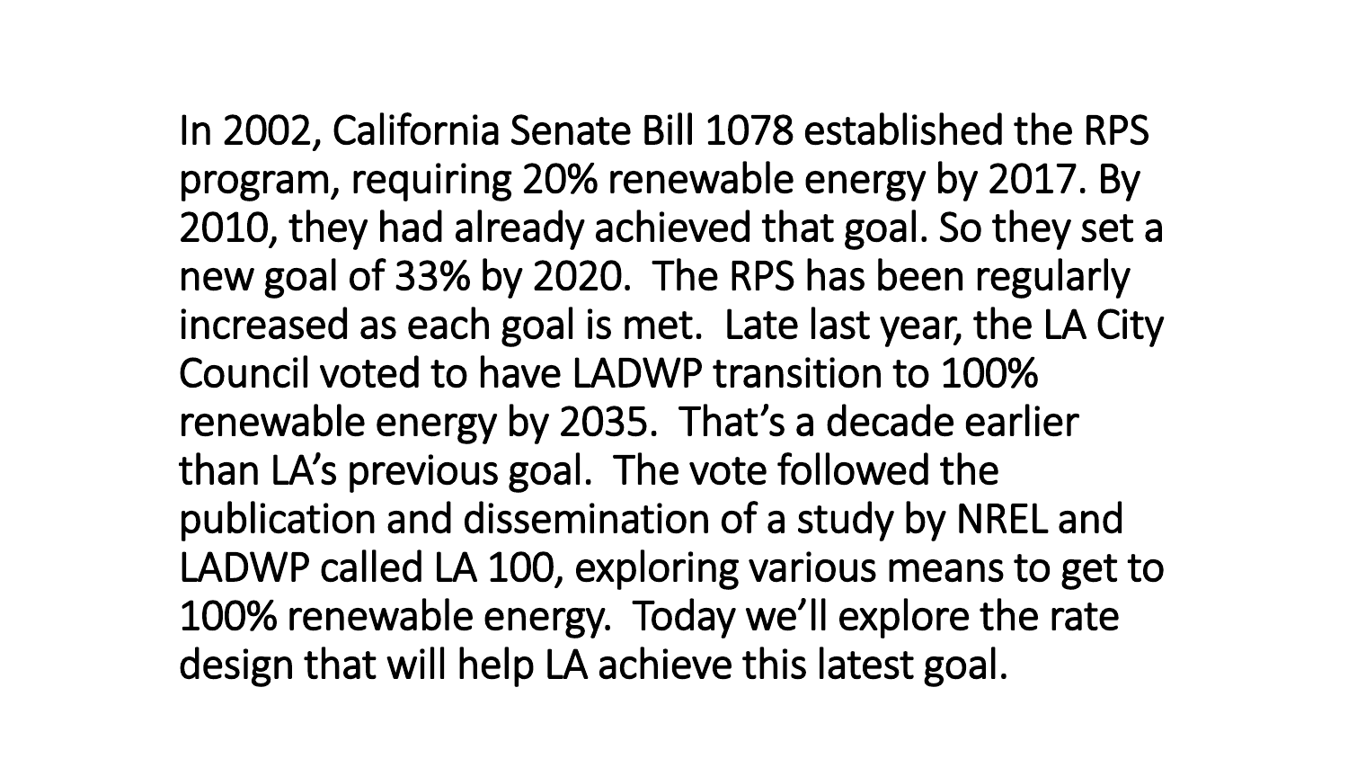In 2002, California Senate Bill 1078 established the RPS program, requiring 20% renewable energy by 2017. By 2010, they had already achieved that goal. So they set a new goal of 33% by 2020. The RPS has been regularly increased as each goal is met. Late last year, the LA City Council voted to have LADWP transition to 100% renewable energy by 2035. That's a decade earlier than LA's previous goal. The vote followed the publication and dissemination of a study by NREL and LADWP called LA 100, exploring various means to get to 100% renewable energy. Today we'll explore the rate design that will help LA achieve this latest goal.